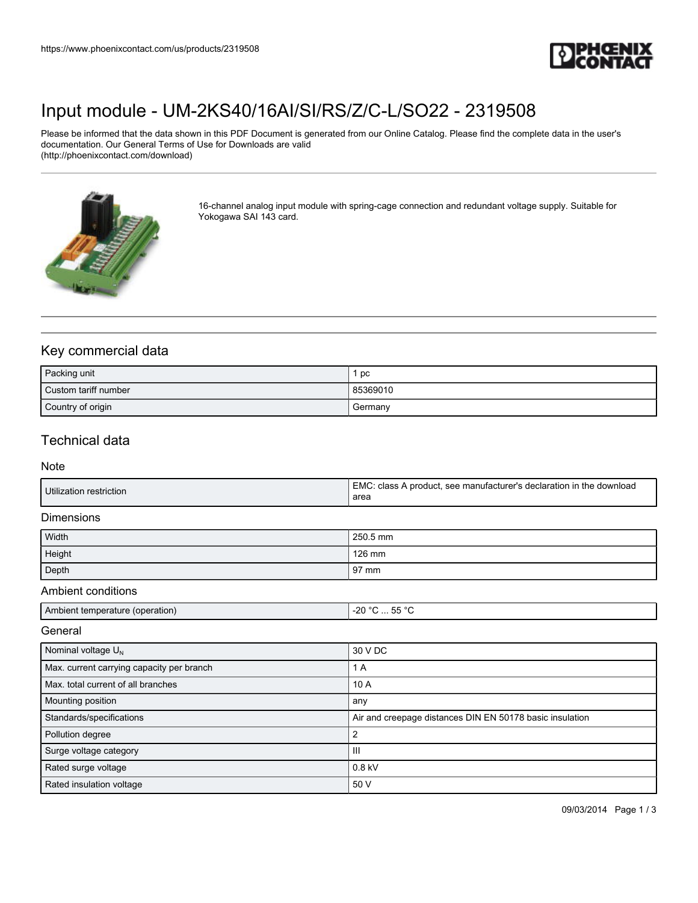# Input module - UM-2KS40/16AI/SI/RS/Z/C-L/SO22 - 2319508

Please be informed that the data shown in this PDF Document is generated from our Online Catalog. Please find the complete data in the user's documentation. Our General Terms of Use for Downloads are valid (http://phoenixcontact.com/download)

16-channel analog input module with spring-cage connection and redundant voltage supply. Suitable for Yokogawa SAI 143 card.

## Key commercial data

| | |
|---|---|
| Packing unit | 1 pc |
| Custom tariff number | 85369010 |
| Country of origin | Germany |

## Technical data

### Note

| | |
|---|---|
| Utilization restriction | EMC: class A product, see manufacturer's declaration in the download area |

### Dimensions

| | |
|---|---|
| Width | 250.5 mm |
| Height | 126 mm |
| Depth | 97 mm |

### Ambient conditions

| | |
|---|---|
| Ambient temperature (operation) | -20 °C ... 55 °C |

### General

| | |
|---|---|
| Nominal voltage $U_N$ | 30 V DC |
| Max. current carrying capacity per branch | 1 A |
| Max. total current of all branches | 10 A |
| Mounting position | any |
| Standards/specifications | Air and creepage distances DIN EN 50178 basic insulation |
| Pollution degree | 2 |
| Surge voltage category | III |
| Rated surge voltage | 0.8 kV |
| Rated insulation voltage | 50 V |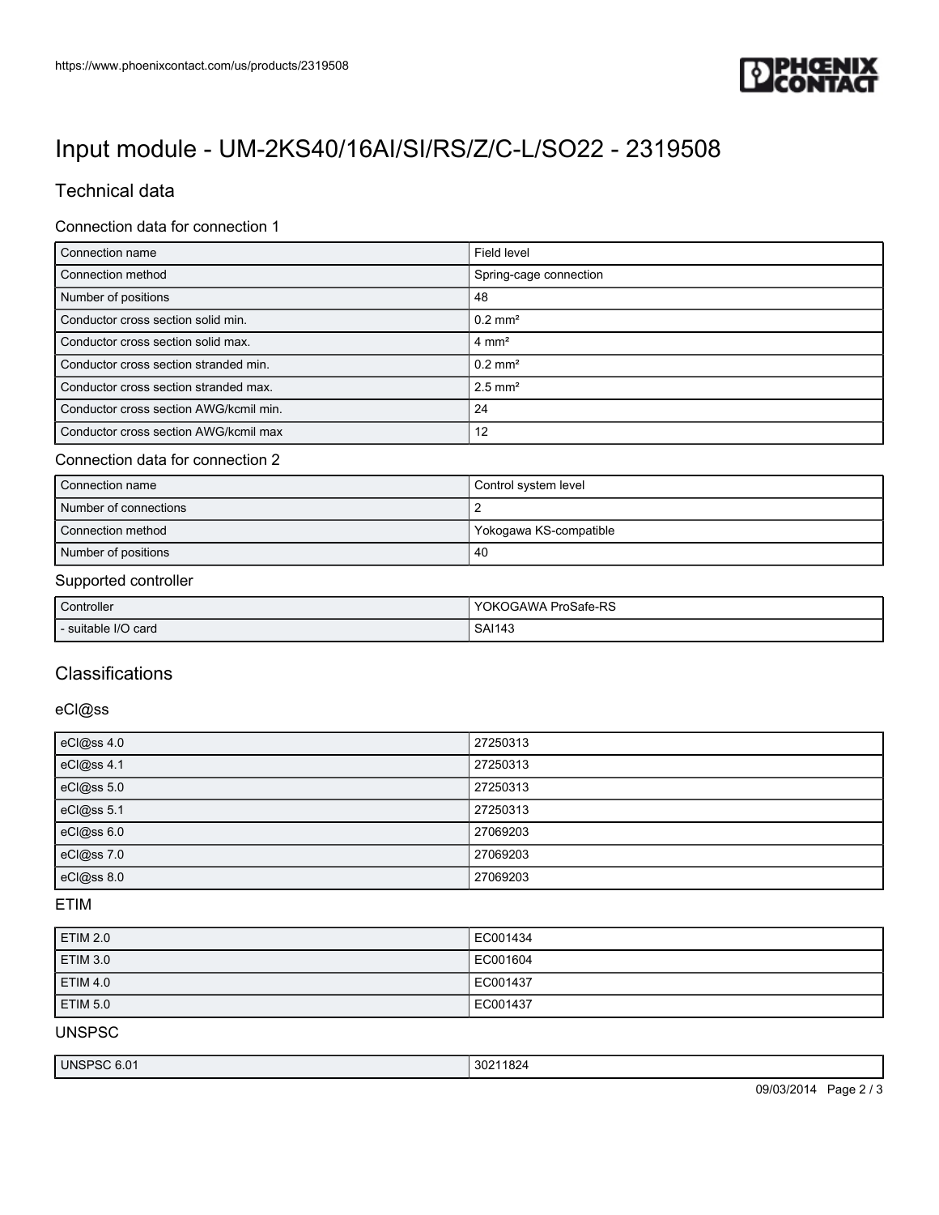# Input module - UM-2KS40/16AI/SI/RS/Z/C-L/SO22 - 2319508

## Technical data

### Connection data for connection 1

| | |
|---|---|
| Connection name | Field level |
| Connection method | Spring-cage connection |
| Number of positions | 48 |
| Conductor cross section solid min. | 0.2 mm² |
| Conductor cross section solid max. | 4 mm² |
| Conductor cross section stranded min. | 0.2 mm² |
| Conductor cross section stranded max. | 2.5 mm² |
| Conductor cross section AWG/kcmil min. | 24 |
| Conductor cross section AWG/kcmil max | 12 |

### Connection data for connection 2

| | |
|---|---|
| Connection name | Control system level |
| Number of connections | 2 |
| Connection method | Yokogawa KS-compatible |
| Number of positions | 40 |

### Supported controller

| | |
|---|---|
| Controller | YOKOGAWA ProSafe-RS |
| - suitable I/O card | SAI143 |

## Classifications

### eCl@ss

| | |
|---|---|
| eCl@ss 4.0 | 27250313 |
| eCl@ss 4.1 | 27250313 |
| eCl@ss 5.0 | 27250313 |
| eCl@ss 5.1 | 27250313 |
| eCl@ss 6.0 | 27069203 |
| eCl@ss 7.0 | 27069203 |
| eCl@ss 8.0 | 27069203 |

### ETIM

| | |
|---|---|
| ETIM 2.0 | EC001434 |
| ETIM 3.0 | EC001604 |
| ETIM 4.0 | EC001437 |
| ETIM 5.0 | EC001437 |

### UNSPSC

| | |
|---|---|
| UNSPSC 6.01 | 30211824 |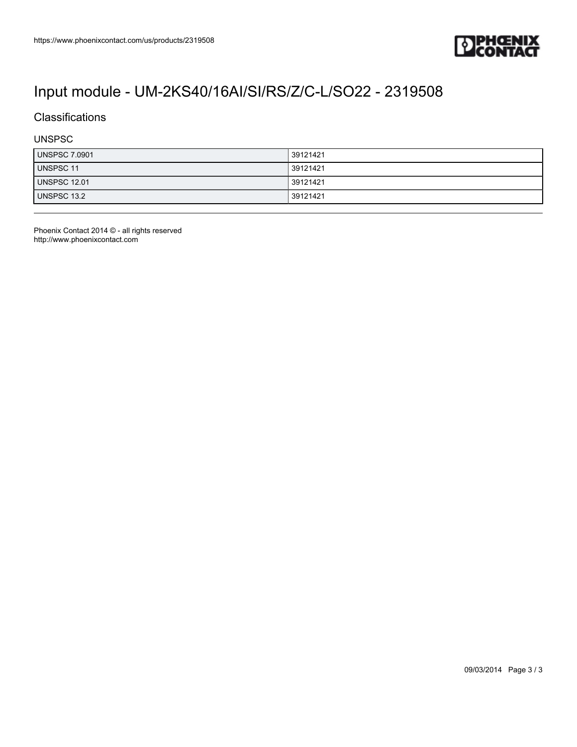# Input module - UM-2KS40/16AI/SI/RS/Z/C-L/SO22 - 2319508

## Classifications

### UNSPSC

| | |
|---|---|
| UNSPSC 7.0901 | 39121421 |
| UNSPSC 11 | 39121421 |
| UNSPSC 12.01 | 39121421 |
| UNSPSC 13.2 | 39121421 |

Phoenix Contact 2014 © - all rights reserved
http://www.phoenixcontact.com